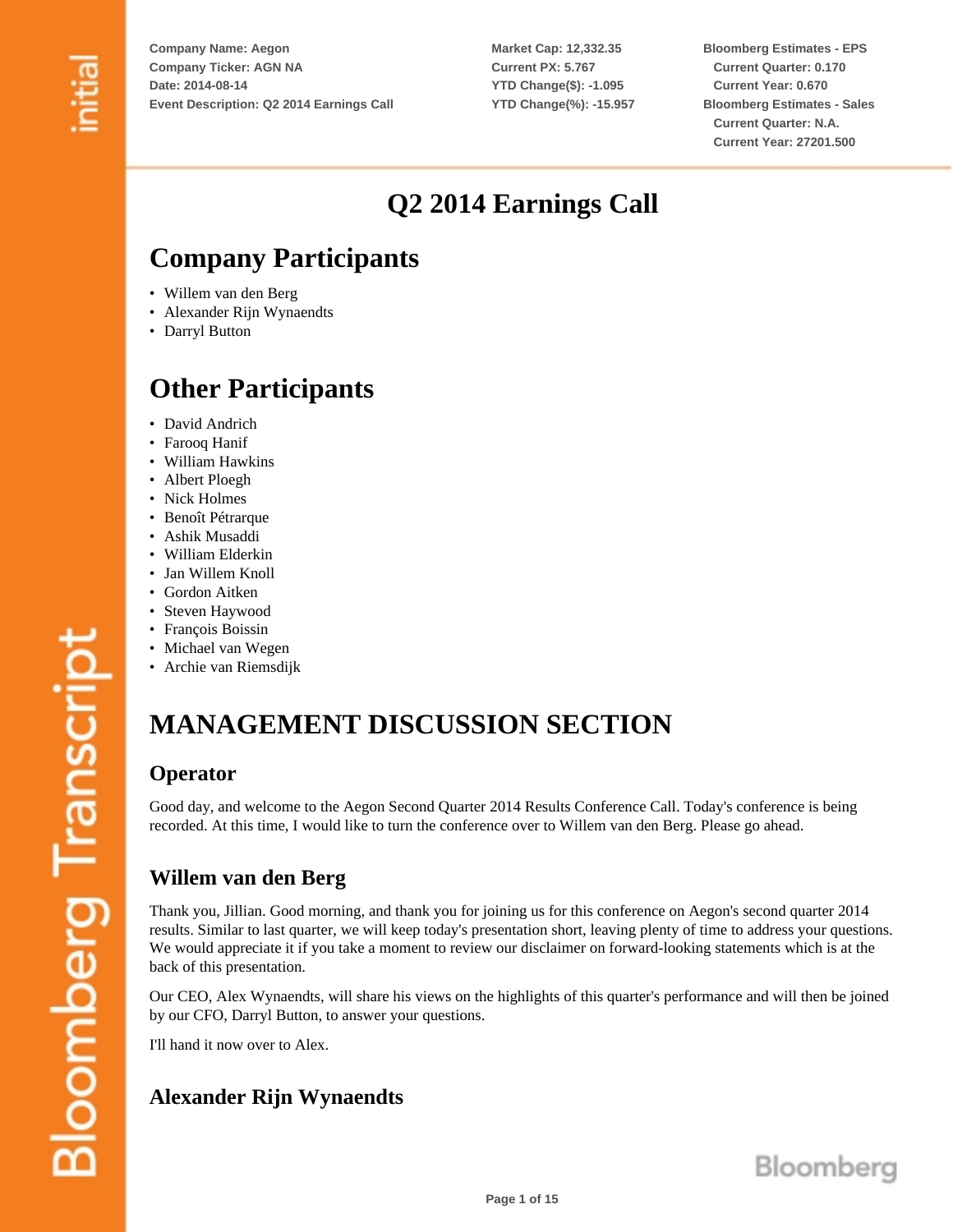Company Name: Aegon
Company Ticker: AGN NA
Date: 2014-08-14
Event Description: Q2 2014 Earnings Call

Market Cap: 12,332.35
Current PX: 5.767
YTD Change($): -1.095
YTD Change(%): -15.957

Bloomberg Estimates - EPS
Current Quarter: 0.170
Current Year: 0.670
Bloomberg Estimates - Sales
Current Quarter: N.A.
Current Year: 27201.500

# Q2 2014 Earnings Call

## Company Participants

- Willem van den Berg
- Alexander Rijn Wynaendts
- Darryl Button

## Other Participants

- David Andrich
- Farooq Hanif
- William Hawkins
- Albert Ploegh
- Nick Holmes
- Benoît Pétrarque
- Ashik Musaddi
- William Elderkin
- Jan Willem Knoll
- Gordon Aitken
- Steven Haywood
- François Boissin
- Michael van Wegen
- Archie van Riemsdijk

## MANAGEMENT DISCUSSION SECTION

### Operator

Good day, and welcome to the Aegon Second Quarter 2014 Results Conference Call. Today's conference is being recorded. At this time, I would like to turn the conference over to Willem van den Berg. Please go ahead.

### Willem van den Berg

Thank you, Jillian. Good morning, and thank you for joining us for this conference on Aegon's second quarter 2014 results. Similar to last quarter, we will keep today's presentation short, leaving plenty of time to address your questions. We would appreciate it if you take a moment to review our disclaimer on forward-looking statements which is at the back of this presentation.

Our CEO, Alex Wynaendts, will share his views on the highlights of this quarter's performance and will then be joined by our CFO, Darryl Button, to answer your questions.

I'll hand it now over to Alex.

### Alexander Rijn Wynaendts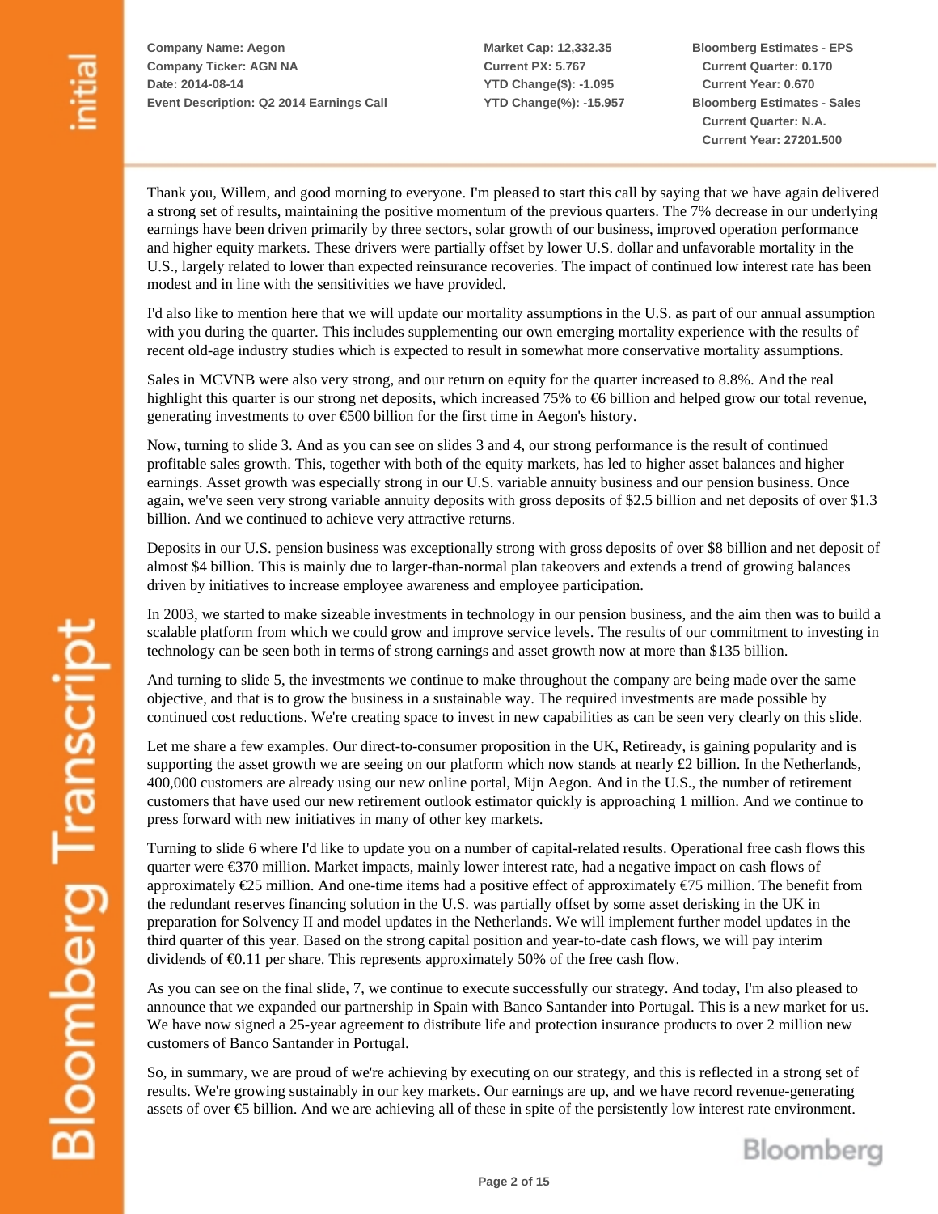Company Name: Aegon
Company Ticker: AGN NA
Date: 2014-08-14
Event Description: Q2 2014 Earnings Call

Market Cap: 12,332.35
Current PX: 5.767
YTD Change($): -1.095
YTD Change(%): -15.957

Bloomberg Estimates - EPS
Current Quarter: 0.170
Current Year: 0.670
Bloomberg Estimates - Sales
Current Quarter: N.A.
Current Year: 27201.500

Thank you, Willem, and good morning to everyone. I'm pleased to start this call by saying that we have again delivered a strong set of results, maintaining the positive momentum of the previous quarters. The 7% decrease in our underlying earnings have been driven primarily by three sectors, solar growth of our business, improved operation performance and higher equity markets. These drivers were partially offset by lower U.S. dollar and unfavorable mortality in the U.S., largely related to lower than expected reinsurance recoveries. The impact of continued low interest rate has been modest and in line with the sensitivities we have provided.

I'd also like to mention here that we will update our mortality assumptions in the U.S. as part of our annual assumption with you during the quarter. This includes supplementing our own emerging mortality experience with the results of recent old-age industry studies which is expected to result in somewhat more conservative mortality assumptions.

Sales in MCVNB were also very strong, and our return on equity for the quarter increased to 8.8%. And the real highlight this quarter is our strong net deposits, which increased 75% to €6 billion and helped grow our total revenue, generating investments to over €500 billion for the first time in Aegon's history.

Now, turning to slide 3. And as you can see on slides 3 and 4, our strong performance is the result of continued profitable sales growth. This, together with both of the equity markets, has led to higher asset balances and higher earnings. Asset growth was especially strong in our U.S. variable annuity business and our pension business. Once again, we've seen very strong variable annuity deposits with gross deposits of $2.5 billion and net deposits of over $1.3 billion. And we continued to achieve very attractive returns.

Deposits in our U.S. pension business was exceptionally strong with gross deposits of over $8 billion and net deposit of almost $4 billion. This is mainly due to larger-than-normal plan takeovers and extends a trend of growing balances driven by initiatives to increase employee awareness and employee participation.

In 2003, we started to make sizeable investments in technology in our pension business, and the aim then was to build a scalable platform from which we could grow and improve service levels. The results of our commitment to investing in technology can be seen both in terms of strong earnings and asset growth now at more than $135 billion.

And turning to slide 5, the investments we continue to make throughout the company are being made over the same objective, and that is to grow the business in a sustainable way. The required investments are made possible by continued cost reductions. We're creating space to invest in new capabilities as can be seen very clearly on this slide.

Let me share a few examples. Our direct-to-consumer proposition in the UK, Retiready, is gaining popularity and is supporting the asset growth we are seeing on our platform which now stands at nearly £2 billion. In the Netherlands, 400,000 customers are already using our new online portal, Mijn Aegon. And in the U.S., the number of retirement customers that have used our new retirement outlook estimator quickly is approaching 1 million. And we continue to press forward with new initiatives in many of other key markets.

Turning to slide 6 where I'd like to update you on a number of capital-related results. Operational free cash flows this quarter were €370 million. Market impacts, mainly lower interest rate, had a negative impact on cash flows of approximately €25 million. And one-time items had a positive effect of approximately €75 million. The benefit from the redundant reserves financing solution in the U.S. was partially offset by some asset derisking in the UK in preparation for Solvency II and model updates in the Netherlands. We will implement further model updates in the third quarter of this year. Based on the strong capital position and year-to-date cash flows, we will pay interim dividends of €0.11 per share. This represents approximately 50% of the free cash flow.

As you can see on the final slide, 7, we continue to execute successfully our strategy. And today, I'm also pleased to announce that we expanded our partnership in Spain with Banco Santander into Portugal. This is a new market for us. We have now signed a 25-year agreement to distribute life and protection insurance products to over 2 million new customers of Banco Santander in Portugal.

So, in summary, we are proud of we're achieving by executing on our strategy, and this is reflected in a strong set of results. We're growing sustainably in our key markets. Our earnings are up, and we have record revenue-generating assets of over €5 billion. And we are achieving all of these in spite of the persistently low interest rate environment.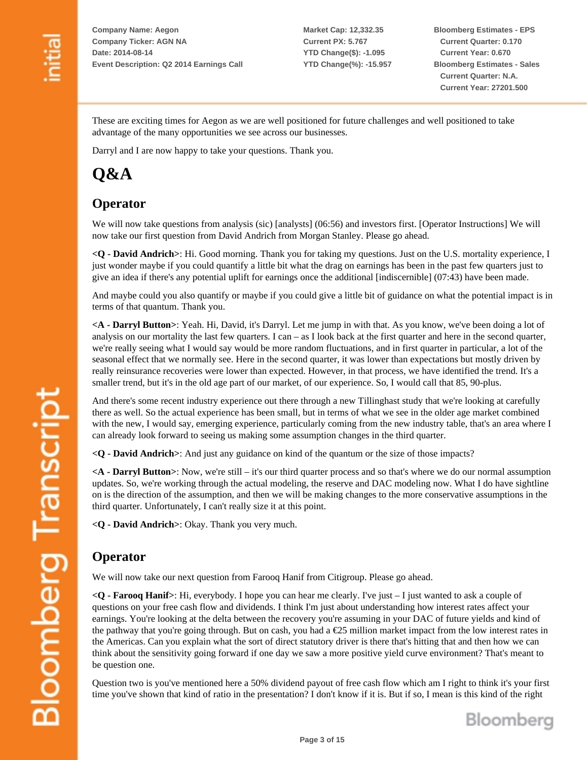These are exciting times for Aegon as we are well positioned for future challenges and well positioned to take advantage of the many opportunities we see across our businesses.

Darryl and I are now happy to take your questions. Thank you.

# Q&A

## Operator

We will now take questions from analysis (sic) [analysts] (06:56) and investors first. [Operator Instructions] We will now take our first question from David Andrich from Morgan Stanley. Please go ahead.

**<Q - David Andrich>**: Hi. Good morning. Thank you for taking my questions. Just on the U.S. mortality experience, I just wonder maybe if you could quantify a little bit what the drag on earnings has been in the past few quarters just to give an idea if there's any potential uplift for earnings once the additional [indiscernible] (07:43) have been made.

And maybe could you also quantify or maybe if you could give a little bit of guidance on what the potential impact is in terms of that quantum. Thank you.

**<A - Darryl Button>**: Yeah. Hi, David, it's Darryl. Let me jump in with that. As you know, we've been doing a lot of analysis on our mortality the last few quarters. I can – as I look back at the first quarter and here in the second quarter, we're really seeing what I would say would be more random fluctuations, and in first quarter in particular, a lot of the seasonal effect that we normally see. Here in the second quarter, it was lower than expectations but mostly driven by really reinsurance recoveries were lower than expected. However, in that process, we have identified the trend. It's a smaller trend, but it's in the old age part of our market, of our experience. So, I would call that 85, 90-plus.

And there's some recent industry experience out there through a new Tillinghast study that we're looking at carefully there as well. So the actual experience has been small, but in terms of what we see in the older age market combined with the new, I would say, emerging experience, particularly coming from the new industry table, that's an area where I can already look forward to seeing us making some assumption changes in the third quarter.

**<Q - David Andrich>**: And just any guidance on kind of the quantum or the size of those impacts?

**<A - Darryl Button>**: Now, we're still – it's our third quarter process and so that's where we do our normal assumption updates. So, we're working through the actual modeling, the reserve and DAC modeling now. What I do have sightline on is the direction of the assumption, and then we will be making changes to the more conservative assumptions in the third quarter. Unfortunately, I can't really size it at this point.

**<Q - David Andrich>**: Okay. Thank you very much.

## Operator

We will now take our next question from Farooq Hanif from Citigroup. Please go ahead.

**<Q - Farooq Hanif>**: Hi, everybody. I hope you can hear me clearly. I've just – I just wanted to ask a couple of questions on your free cash flow and dividends. I think I'm just about understanding how interest rates affect your earnings. You're looking at the delta between the recovery you're assuming in your DAC of future yields and kind of the pathway that you're going through. But on cash, you had a €25 million market impact from the low interest rates in the Americas. Can you explain what the sort of direct statutory driver is there that's hitting that and then how we can think about the sensitivity going forward if one day we saw a more positive yield curve environment? That's meant to be question one.

Question two is you've mentioned here a 50% dividend payout of free cash flow which am I right to think it's your first time you've shown that kind of ratio in the presentation? I don't know if it is. But if so, I mean is this kind of the right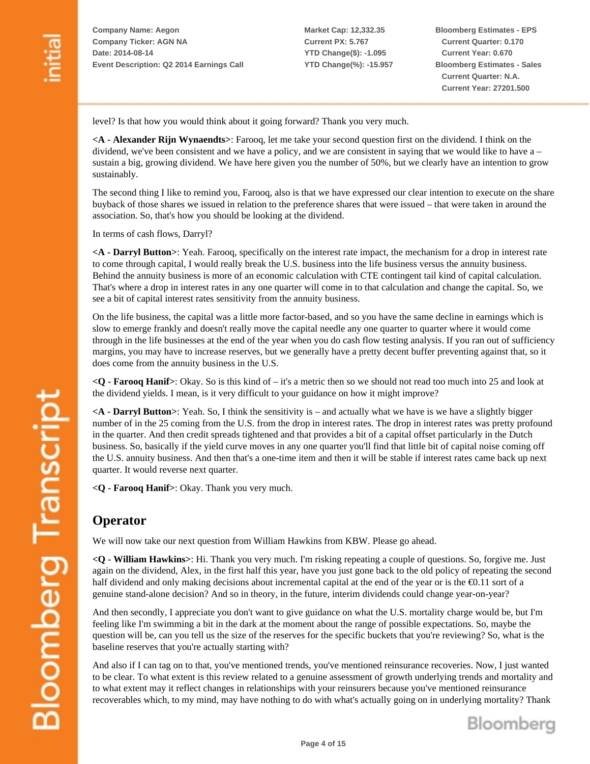level? Is that how you would think about it going forward? Thank you very much.

**<A - Alexander Rijn Wynaendts>**: Farooq, let me take your second question first on the dividend. I think on the dividend, we've been consistent and we have a policy, and we are consistent in saying that we would like to have a – sustain a big, growing dividend. We have here given you the number of 50%, but we clearly have an intention to grow sustainably.

The second thing I like to remind you, Farooq, also is that we have expressed our clear intention to execute on the share buyback of those shares we issued in relation to the preference shares that were issued – that were taken in around the association. So, that's how you should be looking at the dividend.

In terms of cash flows, Darryl?

**<A - Darryl Button>**: Yeah. Farooq, specifically on the interest rate impact, the mechanism for a drop in interest rate to come through capital, I would really break the U.S. business into the life business versus the annuity business. Behind the annuity business is more of an economic calculation with CTE contingent tail kind of capital calculation. That's where a drop in interest rates in any one quarter will come in to that calculation and change the capital. So, we see a bit of capital interest rates sensitivity from the annuity business.

On the life business, the capital was a little more factor-based, and so you have the same decline in earnings which is slow to emerge frankly and doesn't really move the capital needle any one quarter to quarter where it would come through in the life businesses at the end of the year when you do cash flow testing analysis. If you ran out of sufficiency margins, you may have to increase reserves, but we generally have a pretty decent buffer preventing against that, so it does come from the annuity business in the U.S.

**<Q - Farooq Hanif>**: Okay. So is this kind of – it's a metric then so we should not read too much into 25 and look at the dividend yields. I mean, is it very difficult to your guidance on how it might improve?

**<A - Darryl Button>**: Yeah. So, I think the sensitivity is – and actually what we have is we have a slightly bigger number of in the 25 coming from the U.S. from the drop in interest rates. The drop in interest rates was pretty profound in the quarter. And then credit spreads tightened and that provides a bit of a capital offset particularly in the Dutch business. So, basically if the yield curve moves in any one quarter you'll find that little bit of capital noise coming off the U.S. annuity business. And then that's a one-time item and then it will be stable if interest rates came back up next quarter. It would reverse next quarter.

**<Q - Farooq Hanif>**: Okay. Thank you very much.

## Operator

We will now take our next question from William Hawkins from KBW. Please go ahead.

**<Q - William Hawkins>**: Hi. Thank you very much. I'm risking repeating a couple of questions. So, forgive me. Just again on the dividend, Alex, in the first half this year, have you just gone back to the old policy of repeating the second half dividend and only making decisions about incremental capital at the end of the year or is the €0.11 sort of a genuine stand-alone decision? And so in theory, in the future, interim dividends could change year-on-year?

And then secondly, I appreciate you don't want to give guidance on what the U.S. mortality charge would be, but I'm feeling like I'm swimming a bit in the dark at the moment about the range of possible expectations. So, maybe the question will be, can you tell us the size of the reserves for the specific buckets that you're reviewing? So, what is the baseline reserves that you're actually starting with?

And also if I can tag on to that, you've mentioned trends, you've mentioned reinsurance recoveries. Now, I just wanted to be clear. To what extent is this review related to a genuine assessment of growth underlying trends and mortality and to what extent may it reflect changes in relationships with your reinsurers because you've mentioned reinsurance recoverables which, to my mind, may have nothing to do with what's actually going on in underlying mortality? Thank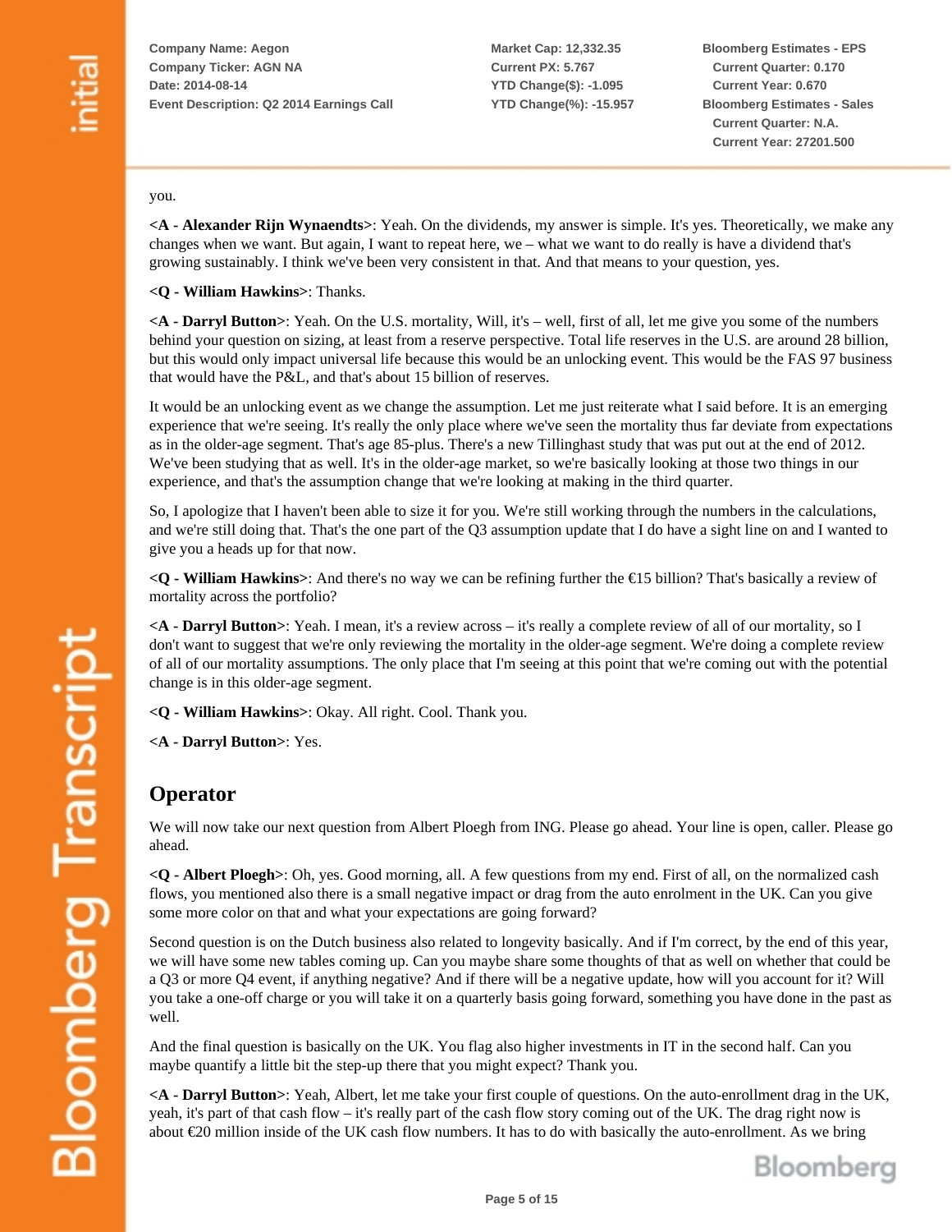you.

**<A - Alexander Rijn Wynaendts>**: Yeah. On the dividends, my answer is simple. It's yes. Theoretically, we make any changes when we want. But again, I want to repeat here, we – what we want to do really is have a dividend that's growing sustainably. I think we've been very consistent in that. And that means to your question, yes.

**<Q - William Hawkins>**: Thanks.

**<A - Darryl Button>**: Yeah. On the U.S. mortality, Will, it's – well, first of all, let me give you some of the numbers behind your question on sizing, at least from a reserve perspective. Total life reserves in the U.S. are around 28 billion, but this would only impact universal life because this would be an unlocking event. This would be the FAS 97 business that would have the P&L, and that's about 15 billion of reserves.

It would be an unlocking event as we change the assumption. Let me just reiterate what I said before. It is an emerging experience that we're seeing. It's really the only place where we've seen the mortality thus far deviate from expectations as in the older-age segment. That's age 85-plus. There's a new Tillinghast study that was put out at the end of 2012. We've been studying that as well. It's in the older-age market, so we're basically looking at those two things in our experience, and that's the assumption change that we're looking at making in the third quarter.

So, I apologize that I haven't been able to size it for you. We're still working through the numbers in the calculations, and we're still doing that. That's the one part of the Q3 assumption update that I do have a sight line on and I wanted to give you a heads up for that now.

**<Q - William Hawkins>**: And there's no way we can be refining further the €15 billion? That's basically a review of mortality across the portfolio?

**<A - Darryl Button>**: Yeah. I mean, it's a review across – it's really a complete review of all of our mortality, so I don't want to suggest that we're only reviewing the mortality in the older-age segment. We're doing a complete review of all of our mortality assumptions. The only place that I'm seeing at this point that we're coming out with the potential change is in this older-age segment.

**<Q - William Hawkins>**: Okay. All right. Cool. Thank you.

**<A - Darryl Button>**: Yes.

## Operator

We will now take our next question from Albert Ploegh from ING. Please go ahead. Your line is open, caller. Please go ahead.

**<Q - Albert Ploegh>**: Oh, yes. Good morning, all. A few questions from my end. First of all, on the normalized cash flows, you mentioned also there is a small negative impact or drag from the auto enrolment in the UK. Can you give some more color on that and what your expectations are going forward?

Second question is on the Dutch business also related to longevity basically. And if I'm correct, by the end of this year, we will have some new tables coming up. Can you maybe share some thoughts of that as well on whether that could be a Q3 or more Q4 event, if anything negative? And if there will be a negative update, how will you account for it? Will you take a one-off charge or you will take it on a quarterly basis going forward, something you have done in the past as well.

And the final question is basically on the UK. You flag also higher investments in IT in the second half. Can you maybe quantify a little bit the step-up there that you might expect? Thank you.

**<A - Darryl Button>**: Yeah, Albert, let me take your first couple of questions. On the auto-enrollment drag in the UK, yeah, it's part of that cash flow – it's really part of the cash flow story coming out of the UK. The drag right now is about €20 million inside of the UK cash flow numbers. It has to do with basically the auto-enrollment. As we bring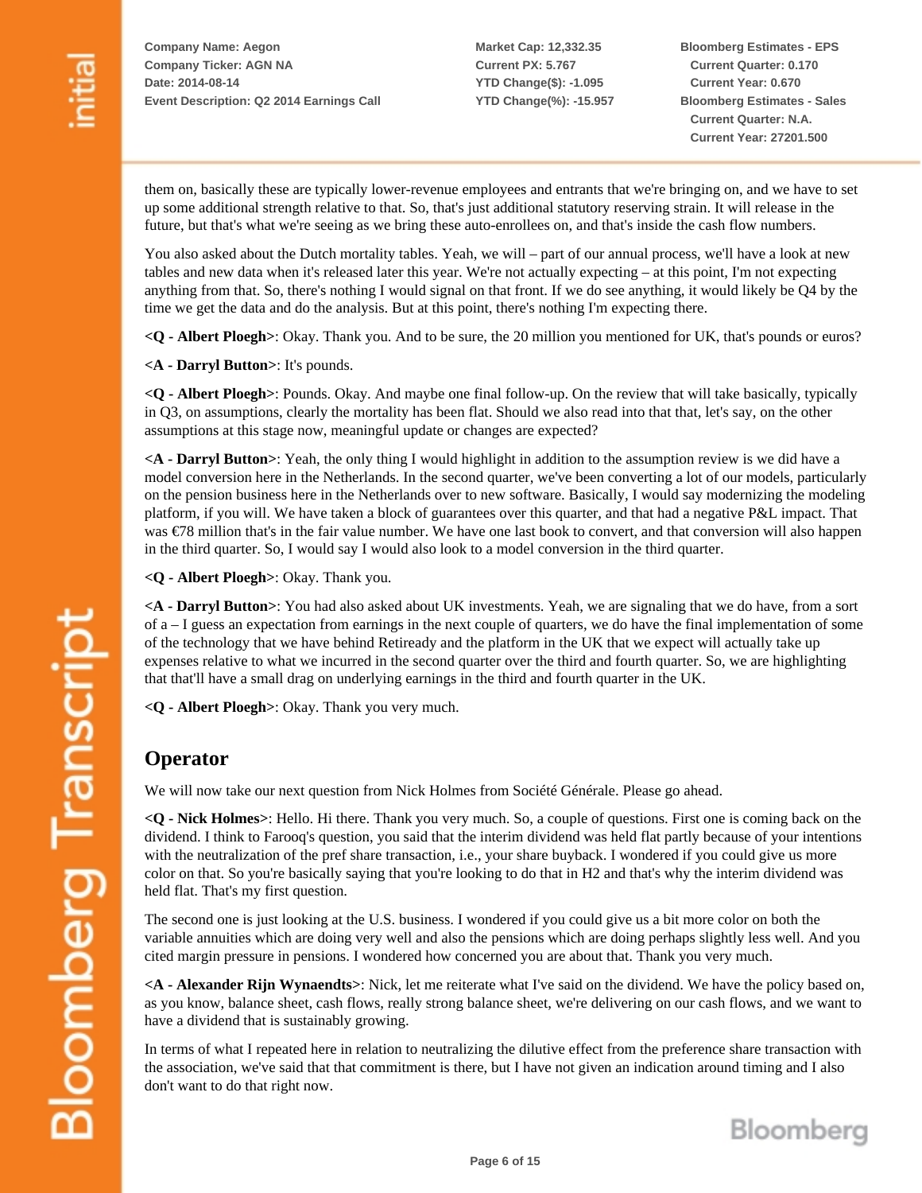them on, basically these are typically lower-revenue employees and entrants that we're bringing on, and we have to set up some additional strength relative to that. So, that's just additional statutory reserving strain. It will release in the future, but that's what we're seeing as we bring these auto-enrollees on, and that's inside the cash flow numbers.

You also asked about the Dutch mortality tables. Yeah, we will – part of our annual process, we'll have a look at new tables and new data when it's released later this year. We're not actually expecting – at this point, I'm not expecting anything from that. So, there's nothing I would signal on that front. If we do see anything, it would likely be Q4 by the time we get the data and do the analysis. But at this point, there's nothing I'm expecting there.

**<Q - Albert Ploegh>**: Okay. Thank you. And to be sure, the 20 million you mentioned for UK, that's pounds or euros?

**<A - Darryl Button>**: It's pounds.

**<Q - Albert Ploegh>**: Pounds. Okay. And maybe one final follow-up. On the review that will take basically, typically in Q3, on assumptions, clearly the mortality has been flat. Should we also read into that that, let's say, on the other assumptions at this stage now, meaningful update or changes are expected?

**<A - Darryl Button>**: Yeah, the only thing I would highlight in addition to the assumption review is we did have a model conversion here in the Netherlands. In the second quarter, we've been converting a lot of our models, particularly on the pension business here in the Netherlands over to new software. Basically, I would say modernizing the modeling platform, if you will. We have taken a block of guarantees over this quarter, and that had a negative P&L impact. That was €78 million that's in the fair value number. We have one last book to convert, and that conversion will also happen in the third quarter. So, I would say I would also look to a model conversion in the third quarter.

**<Q - Albert Ploegh>**: Okay. Thank you.

**<A - Darryl Button>**: You had also asked about UK investments. Yeah, we are signaling that we do have, from a sort of a – I guess an expectation from earnings in the next couple of quarters, we do have the final implementation of some of the technology that we have behind Retiready and the platform in the UK that we expect will actually take up expenses relative to what we incurred in the second quarter over the third and fourth quarter. So, we are highlighting that that'll have a small drag on underlying earnings in the third and fourth quarter in the UK.

**<Q - Albert Ploegh>**: Okay. Thank you very much.

## Operator

We will now take our next question from Nick Holmes from Société Générale. Please go ahead.

**<Q - Nick Holmes>**: Hello. Hi there. Thank you very much. So, a couple of questions. First one is coming back on the dividend. I think to Farooq's question, you said that the interim dividend was held flat partly because of your intentions with the neutralization of the pref share transaction, i.e., your share buyback. I wondered if you could give us more color on that. So you're basically saying that you're looking to do that in H2 and that's why the interim dividend was held flat. That's my first question.

The second one is just looking at the U.S. business. I wondered if you could give us a bit more color on both the variable annuities which are doing very well and also the pensions which are doing perhaps slightly less well. And you cited margin pressure in pensions. I wondered how concerned you are about that. Thank you very much.

**<A - Alexander Rijn Wynaendts>**: Nick, let me reiterate what I've said on the dividend. We have the policy based on, as you know, balance sheet, cash flows, really strong balance sheet, we're delivering on our cash flows, and we want to have a dividend that is sustainably growing.

In terms of what I repeated here in relation to neutralizing the dilutive effect from the preference share transaction with the association, we've said that that commitment is there, but I have not given an indication around timing and I also don't want to do that right now.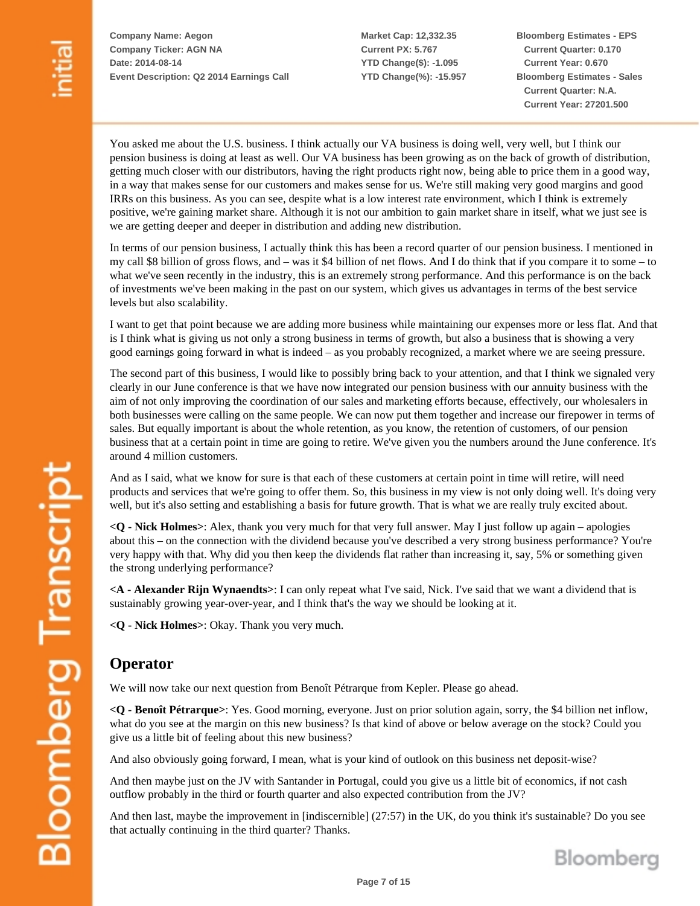You asked me about the U.S. business. I think actually our VA business is doing well, very well, but I think our pension business is doing at least as well. Our VA business has been growing as on the back of growth of distribution, getting much closer with our distributors, having the right products right now, being able to price them in a good way, in a way that makes sense for our customers and makes sense for us. We're still making very good margins and good IRRs on this business. As you can see, despite what is a low interest rate environment, which I think is extremely positive, we're gaining market share. Although it is not our ambition to gain market share in itself, what we just see is we are getting deeper and deeper in distribution and adding new distribution.

In terms of our pension business, I actually think this has been a record quarter of our pension business. I mentioned in my call $8 billion of gross flows, and – was it $4 billion of net flows. And I do think that if you compare it to some – to what we've seen recently in the industry, this is an extremely strong performance. And this performance is on the back of investments we've been making in the past on our system, which gives us advantages in terms of the best service levels but also scalability.

I want to get that point because we are adding more business while maintaining our expenses more or less flat. And that is I think what is giving us not only a strong business in terms of growth, but also a business that is showing a very good earnings going forward in what is indeed – as you probably recognized, a market where we are seeing pressure.

The second part of this business, I would like to possibly bring back to your attention, and that I think we signaled very clearly in our June conference is that we have now integrated our pension business with our annuity business with the aim of not only improving the coordination of our sales and marketing efforts because, effectively, our wholesalers in both businesses were calling on the same people. We can now put them together and increase our firepower in terms of sales. But equally important is about the whole retention, as you know, the retention of customers, of our pension business that at a certain point in time are going to retire. We've given you the numbers around the June conference. It's around 4 million customers.

And as I said, what we know for sure is that each of these customers at certain point in time will retire, will need products and services that we're going to offer them. So, this business in my view is not only doing well. It's doing very well, but it's also setting and establishing a basis for future growth. That is what we are really truly excited about.

**<Q - Nick Holmes>**: Alex, thank you very much for that very full answer. May I just follow up again – apologies about this – on the connection with the dividend because you've described a very strong business performance? You're very happy with that. Why did you then keep the dividends flat rather than increasing it, say, 5% or something given the strong underlying performance?

**<A - Alexander Rijn Wynaendts>**: I can only repeat what I've said, Nick. I've said that we want a dividend that is sustainably growing year-over-year, and I think that's the way we should be looking at it.

**<Q - Nick Holmes>**: Okay. Thank you very much.

## Operator

We will now take our next question from Benoît Pétrarque from Kepler. Please go ahead.

**<Q - Benoît Pétrarque>**: Yes. Good morning, everyone. Just on prior solution again, sorry, the $4 billion net inflow, what do you see at the margin on this new business? Is that kind of above or below average on the stock? Could you give us a little bit of feeling about this new business?

And also obviously going forward, I mean, what is your kind of outlook on this business net deposit-wise?

And then maybe just on the JV with Santander in Portugal, could you give us a little bit of economics, if not cash outflow probably in the third or fourth quarter and also expected contribution from the JV?

And then last, maybe the improvement in [indiscernible] (27:57) in the UK, do you think it's sustainable? Do you see that actually continuing in the third quarter? Thanks.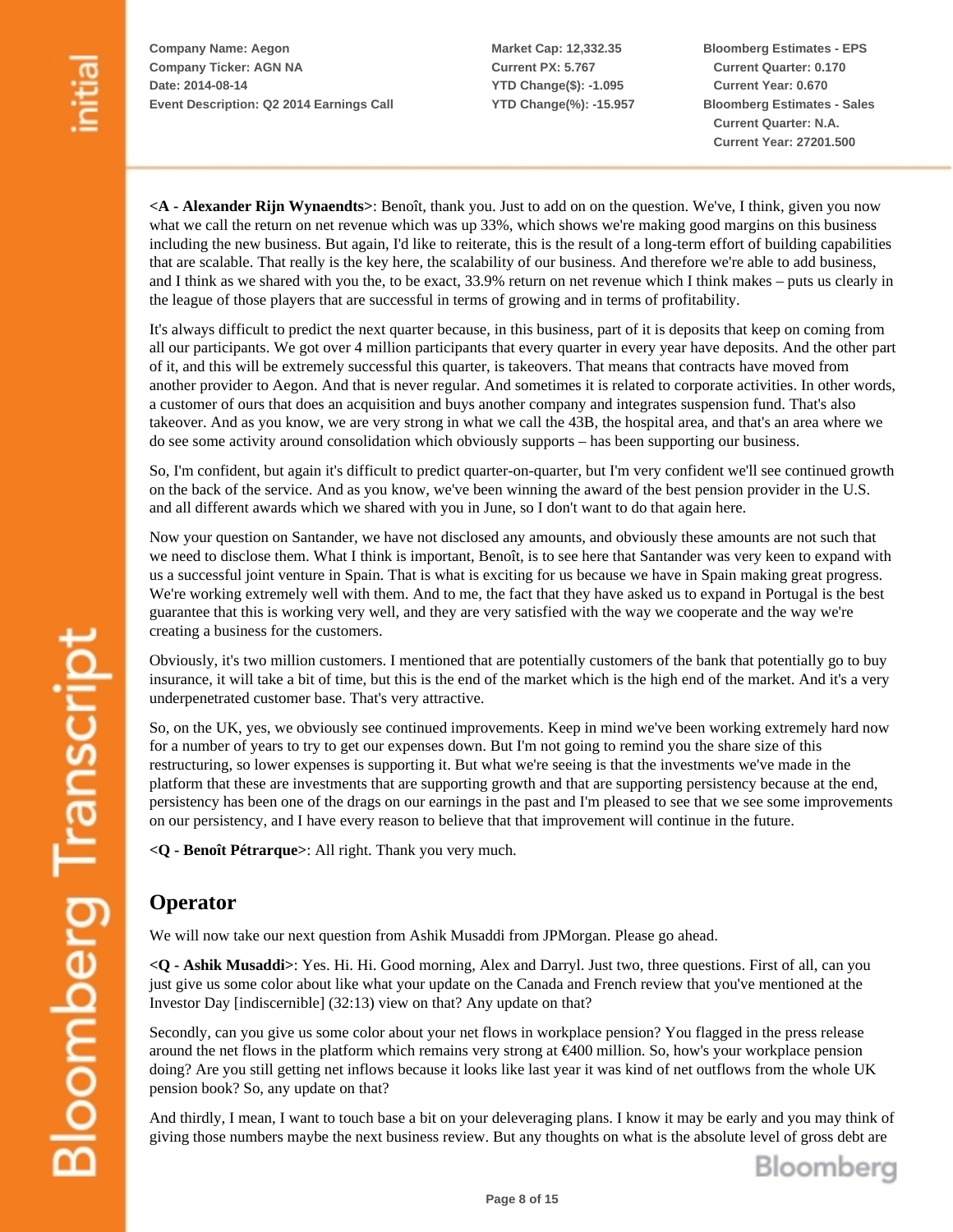**<A - Alexander Rijn Wynaendts>**: Benoît, thank you. Just to add on on the question. We've, I think, given you now what we call the return on net revenue which was up 33%, which shows we're making good margins on this business including the new business. But again, I'd like to reiterate, this is the result of a long-term effort of building capabilities that are scalable. That really is the key here, the scalability of our business. And therefore we're able to add business, and I think as we shared with you the, to be exact, 33.9% return on net revenue which I think makes – puts us clearly in the league of those players that are successful in terms of growing and in terms of profitability.

It's always difficult to predict the next quarter because, in this business, part of it is deposits that keep on coming from all our participants. We got over 4 million participants that every quarter in every year have deposits. And the other part of it, and this will be extremely successful this quarter, is takeovers. That means that contracts have moved from another provider to Aegon. And that is never regular. And sometimes it is related to corporate activities. In other words, a customer of ours that does an acquisition and buys another company and integrates suspension fund. That's also takeover. And as you know, we are very strong in what we call the 43B, the hospital area, and that's an area where we do see some activity around consolidation which obviously supports – has been supporting our business.

So, I'm confident, but again it's difficult to predict quarter-on-quarter, but I'm very confident we'll see continued growth on the back of the service. And as you know, we've been winning the award of the best pension provider in the U.S. and all different awards which we shared with you in June, so I don't want to do that again here.

Now your question on Santander, we have not disclosed any amounts, and obviously these amounts are not such that we need to disclose them. What I think is important, Benoît, is to see here that Santander was very keen to expand with us a successful joint venture in Spain. That is what is exciting for us because we have in Spain making great progress. We're working extremely well with them. And to me, the fact that they have asked us to expand in Portugal is the best guarantee that this is working very well, and they are very satisfied with the way we cooperate and the way we're creating a business for the customers.

Obviously, it's two million customers. I mentioned that are potentially customers of the bank that potentially go to buy insurance, it will take a bit of time, but this is the end of the market which is the high end of the market. And it's a very underpenetrated customer base. That's very attractive.

So, on the UK, yes, we obviously see continued improvements. Keep in mind we've been working extremely hard now for a number of years to try to get our expenses down. But I'm not going to remind you the share size of this restructuring, so lower expenses is supporting it. But what we're seeing is that the investments we've made in the platform that these are investments that are supporting growth and that are supporting persistency because at the end, persistency has been one of the drags on our earnings in the past and I'm pleased to see that we see some improvements on our persistency, and I have every reason to believe that that improvement will continue in the future.

**<Q - Benoît Pétrarque>**: All right. Thank you very much.

## Operator

We will now take our next question from Ashik Musaddi from JPMorgan. Please go ahead.

**<Q - Ashik Musaddi>**: Yes. Hi. Hi. Good morning, Alex and Darryl. Just two, three questions. First of all, can you just give us some color about like what your update on the Canada and French review that you've mentioned at the Investor Day [indiscernible] (32:13) view on that? Any update on that?

Secondly, can you give us some color about your net flows in workplace pension? You flagged in the press release around the net flows in the platform which remains very strong at €400 million. So, how's your workplace pension doing? Are you still getting net inflows because it looks like last year it was kind of net outflows from the whole UK pension book? So, any update on that?

And thirdly, I mean, I want to touch base a bit on your deleveraging plans. I know it may be early and you may think of giving those numbers maybe the next business review. But any thoughts on what is the absolute level of gross debt are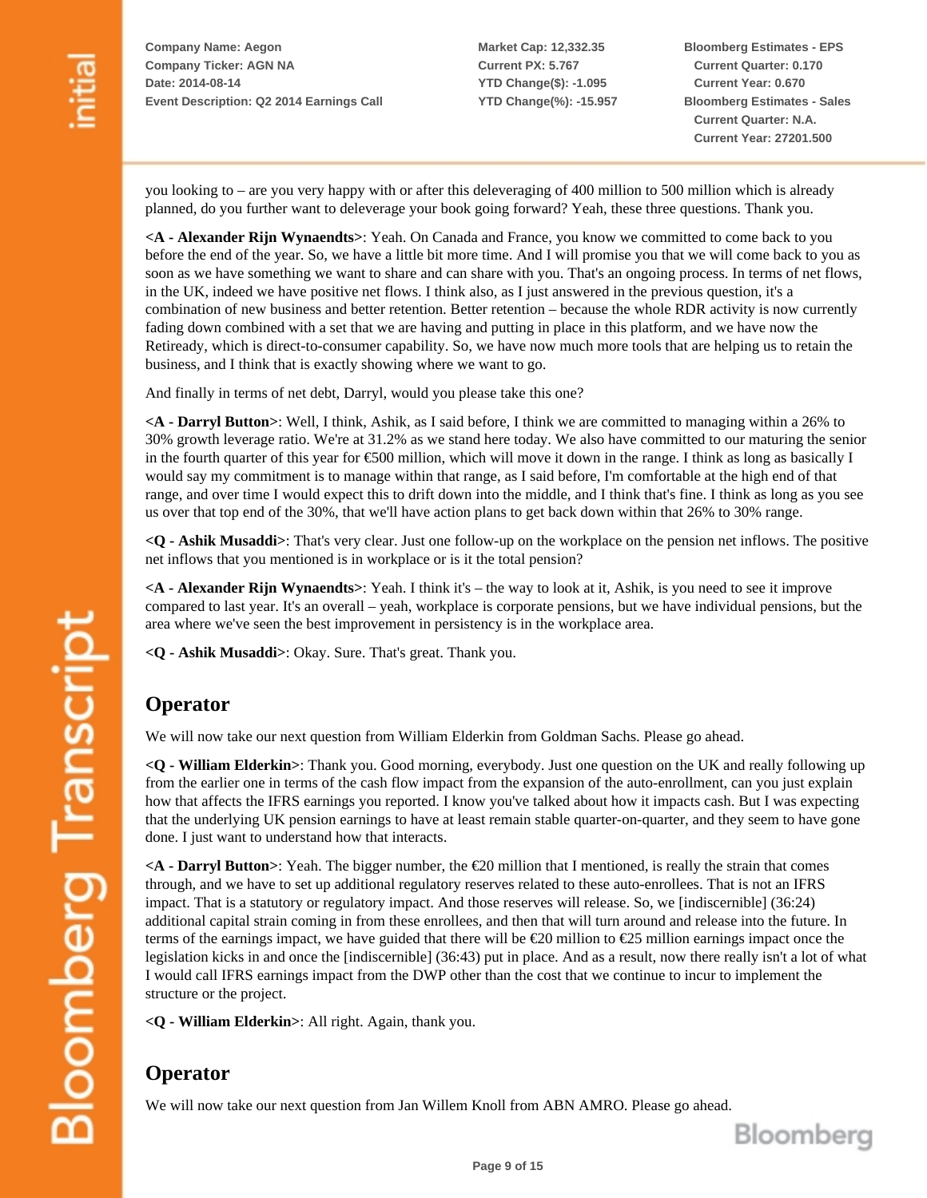you looking to – are you very happy with or after this deleveraging of 400 million to 500 million which is already planned, do you further want to deleverage your book going forward? Yeah, these three questions. Thank you.

**<A - Alexander Rijn Wynaendts>**: Yeah. On Canada and France, you know we committed to come back to you before the end of the year. So, we have a little bit more time. And I will promise you that we will come back to you as soon as we have something we want to share and can share with you. That's an ongoing process. In terms of net flows, in the UK, indeed we have positive net flows. I think also, as I just answered in the previous question, it's a combination of new business and better retention. Better retention – because the whole RDR activity is now currently fading down combined with a set that we are having and putting in place in this platform, and we have now the Retiready, which is direct-to-consumer capability. So, we have now much more tools that are helping us to retain the business, and I think that is exactly showing where we want to go.

And finally in terms of net debt, Darryl, would you please take this one?

**<A - Darryl Button>**: Well, I think, Ashik, as I said before, I think we are committed to managing within a 26% to 30% growth leverage ratio. We're at 31.2% as we stand here today. We also have committed to our maturing the senior in the fourth quarter of this year for €500 million, which will move it down in the range. I think as long as basically I would say my commitment is to manage within that range, as I said before, I'm comfortable at the high end of that range, and over time I would expect this to drift down into the middle, and I think that's fine. I think as long as you see us over that top end of the 30%, that we'll have action plans to get back down within that 26% to 30% range.

**<Q - Ashik Musaddi>**: That's very clear. Just one follow-up on the workplace on the pension net inflows. The positive net inflows that you mentioned is in workplace or is it the total pension?

**<A - Alexander Rijn Wynaendts>**: Yeah. I think it's – the way to look at it, Ashik, is you need to see it improve compared to last year. It's an overall – yeah, workplace is corporate pensions, but we have individual pensions, but the area where we've seen the best improvement in persistency is in the workplace area.

**<Q - Ashik Musaddi>**: Okay. Sure. That's great. Thank you.

## Operator

We will now take our next question from William Elderkin from Goldman Sachs. Please go ahead.

**<Q - William Elderkin>**: Thank you. Good morning, everybody. Just one question on the UK and really following up from the earlier one in terms of the cash flow impact from the expansion of the auto-enrollment, can you just explain how that affects the IFRS earnings you reported. I know you've talked about how it impacts cash. But I was expecting that the underlying UK pension earnings to have at least remain stable quarter-on-quarter, and they seem to have gone done. I just want to understand how that interacts.

**<A - Darryl Button>**: Yeah. The bigger number, the €20 million that I mentioned, is really the strain that comes through, and we have to set up additional regulatory reserves related to these auto-enrollees. That is not an IFRS impact. That is a statutory or regulatory impact. And those reserves will release. So, we [indiscernible] (36:24) additional capital strain coming in from these enrollees, and then that will turn around and release into the future. In terms of the earnings impact, we have guided that there will be €20 million to €25 million earnings impact once the legislation kicks in and once the [indiscernible] (36:43) put in place. And as a result, now there really isn't a lot of what I would call IFRS earnings impact from the DWP other than the cost that we continue to incur to implement the structure or the project.

**<Q - William Elderkin>**: All right. Again, thank you.

## Operator

We will now take our next question from Jan Willem Knoll from ABN AMRO. Please go ahead.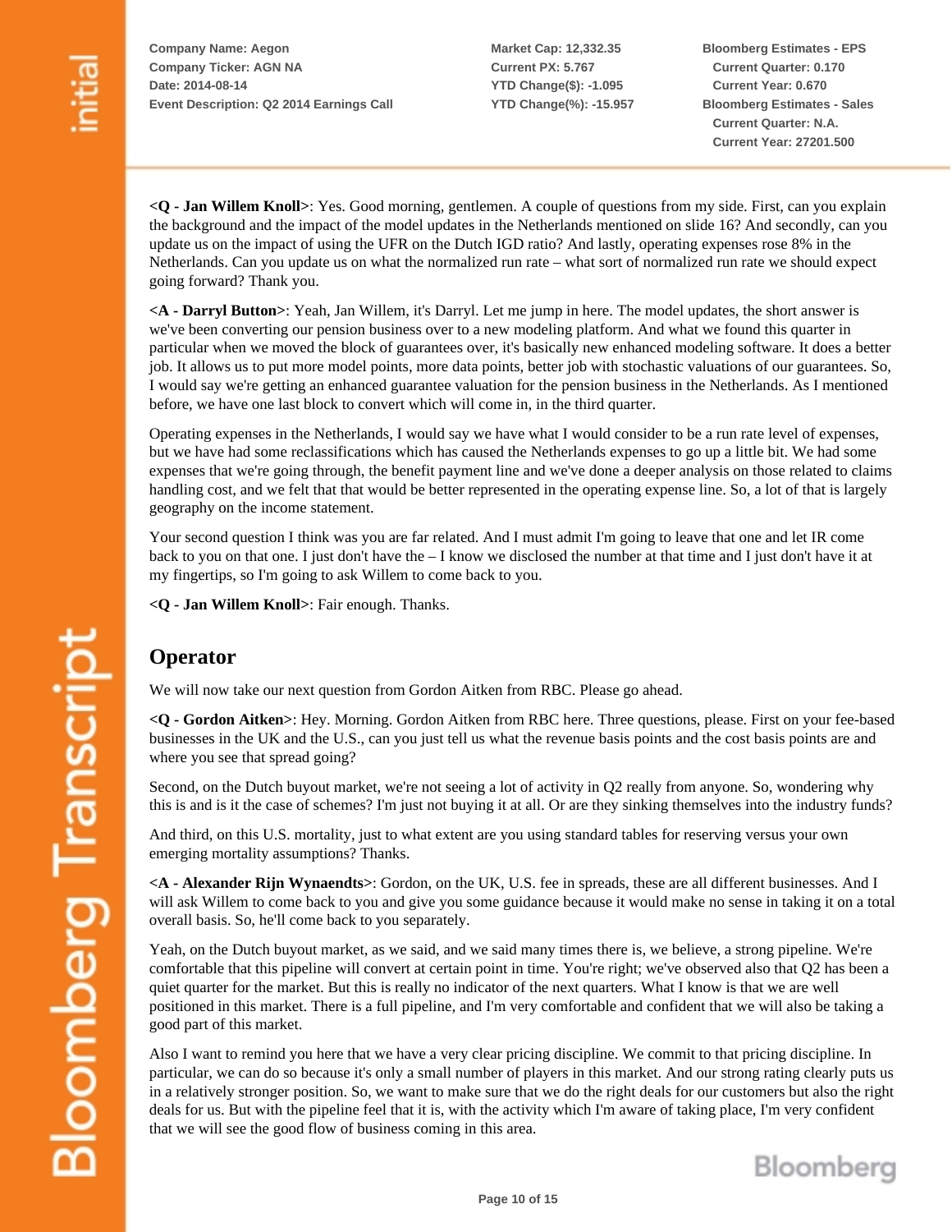**<Q - Jan Willem Knoll>**: Yes. Good morning, gentlemen. A couple of questions from my side. First, can you explain the background and the impact of the model updates in the Netherlands mentioned on slide 16? And secondly, can you update us on the impact of using the UFR on the Dutch IGD ratio? And lastly, operating expenses rose 8% in the Netherlands. Can you update us on what the normalized run rate – what sort of normalized run rate we should expect going forward? Thank you.

**<A - Darryl Button>**: Yeah, Jan Willem, it's Darryl. Let me jump in here. The model updates, the short answer is we've been converting our pension business over to a new modeling platform. And what we found this quarter in particular when we moved the block of guarantees over, it's basically new enhanced modeling software. It does a better job. It allows us to put more model points, more data points, better job with stochastic valuations of our guarantees. So, I would say we're getting an enhanced guarantee valuation for the pension business in the Netherlands. As I mentioned before, we have one last block to convert which will come in, in the third quarter.

Operating expenses in the Netherlands, I would say we have what I would consider to be a run rate level of expenses, but we have had some reclassifications which has caused the Netherlands expenses to go up a little bit. We had some expenses that we're going through, the benefit payment line and we've done a deeper analysis on those related to claims handling cost, and we felt that that would be better represented in the operating expense line. So, a lot of that is largely geography on the income statement.

Your second question I think was you are far related. And I must admit I'm going to leave that one and let IR come back to you on that one. I just don't have the – I know we disclosed the number at that time and I just don't have it at my fingertips, so I'm going to ask Willem to come back to you.

**<Q - Jan Willem Knoll>**: Fair enough. Thanks.

## Operator

We will now take our next question from Gordon Aitken from RBC. Please go ahead.

**<Q - Gordon Aitken>**: Hey. Morning. Gordon Aitken from RBC here. Three questions, please. First on your fee-based businesses in the UK and the U.S., can you just tell us what the revenue basis points and the cost basis points are and where you see that spread going?

Second, on the Dutch buyout market, we're not seeing a lot of activity in Q2 really from anyone. So, wondering why this is and is it the case of schemes? I'm just not buying it at all. Or are they sinking themselves into the industry funds?

And third, on this U.S. mortality, just to what extent are you using standard tables for reserving versus your own emerging mortality assumptions? Thanks.

**<A - Alexander Rijn Wynaendts>**: Gordon, on the UK, U.S. fee in spreads, these are all different businesses. And I will ask Willem to come back to you and give you some guidance because it would make no sense in taking it on a total overall basis. So, he'll come back to you separately.

Yeah, on the Dutch buyout market, as we said, and we said many times there is, we believe, a strong pipeline. We're comfortable that this pipeline will convert at certain point in time. You're right; we've observed also that Q2 has been a quiet quarter for the market. But this is really no indicator of the next quarters. What I know is that we are well positioned in this market. There is a full pipeline, and I'm very comfortable and confident that we will also be taking a good part of this market.

Also I want to remind you here that we have a very clear pricing discipline. We commit to that pricing discipline. In particular, we can do so because it's only a small number of players in this market. And our strong rating clearly puts us in a relatively stronger position. So, we want to make sure that we do the right deals for our customers but also the right deals for us. But with the pipeline feel that it is, with the activity which I'm aware of taking place, I'm very confident that we will see the good flow of business coming in this area.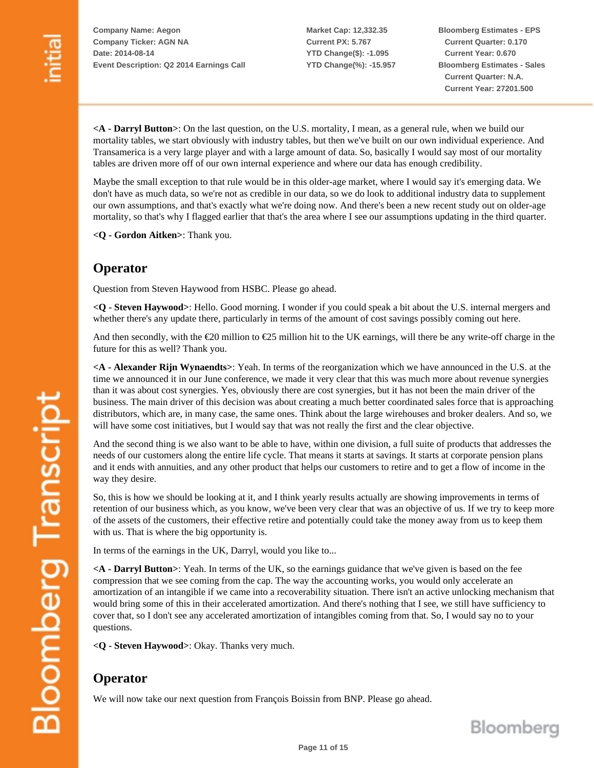<A - Darryl Button>: On the last question, on the U.S. mortality, I mean, as a general rule, when we build our mortality tables, we start obviously with industry tables, but then we've built on our own individual experience. And Transamerica is a very large player and with a large amount of data. So, basically I would say most of our mortality tables are driven more off of our own internal experience and where our data has enough credibility.

Maybe the small exception to that rule would be in this older-age market, where I would say it's emerging data. We don't have as much data, so we're not as credible in our data, so we do look to additional industry data to supplement our own assumptions, and that's exactly what we're doing now. And there's been a new recent study out on older-age mortality, so that's why I flagged earlier that that's the area where I see our assumptions updating in the third quarter.

<Q - Gordon Aitken>: Thank you.

## Operator

Question from Steven Haywood from HSBC. Please go ahead.

<Q - Steven Haywood>: Hello. Good morning. I wonder if you could speak a bit about the U.S. internal mergers and whether there's any update there, particularly in terms of the amount of cost savings possibly coming out here.

And then secondly, with the €20 million to €25 million hit to the UK earnings, will there be any write-off charge in the future for this as well? Thank you.

<A - Alexander Rijn Wynaendts>: Yeah. In terms of the reorganization which we have announced in the U.S. at the time we announced it in our June conference, we made it very clear that this was much more about revenue synergies than it was about cost synergies. Yes, obviously there are cost synergies, but it has not been the main driver of the business. The main driver of this decision was about creating a much better coordinated sales force that is approaching distributors, which are, in many case, the same ones. Think about the large wirehouses and broker dealers. And so, we will have some cost initiatives, but I would say that was not really the first and the clear objective.

And the second thing is we also want to be able to have, within one division, a full suite of products that addresses the needs of our customers along the entire life cycle. That means it starts at savings. It starts at corporate pension plans and it ends with annuities, and any other product that helps our customers to retire and to get a flow of income in the way they desire.

So, this is how we should be looking at it, and I think yearly results actually are showing improvements in terms of retention of our business which, as you know, we've been very clear that was an objective of us. If we try to keep more of the assets of the customers, their effective retire and potentially could take the money away from us to keep them with us. That is where the big opportunity is.

In terms of the earnings in the UK, Darryl, would you like to...

<A - Darryl Button>: Yeah. In terms of the UK, so the earnings guidance that we've given is based on the fee compression that we see coming from the cap. The way the accounting works, you would only accelerate an amortization of an intangible if we came into a recoverability situation. There isn't an active unlocking mechanism that would bring some of this in their accelerated amortization. And there's nothing that I see, we still have sufficiency to cover that, so I don't see any accelerated amortization of intangibles coming from that. So, I would say no to your questions.

<Q - Steven Haywood>: Okay. Thanks very much.

## Operator

We will now take our next question from François Boissin from BNP. Please go ahead.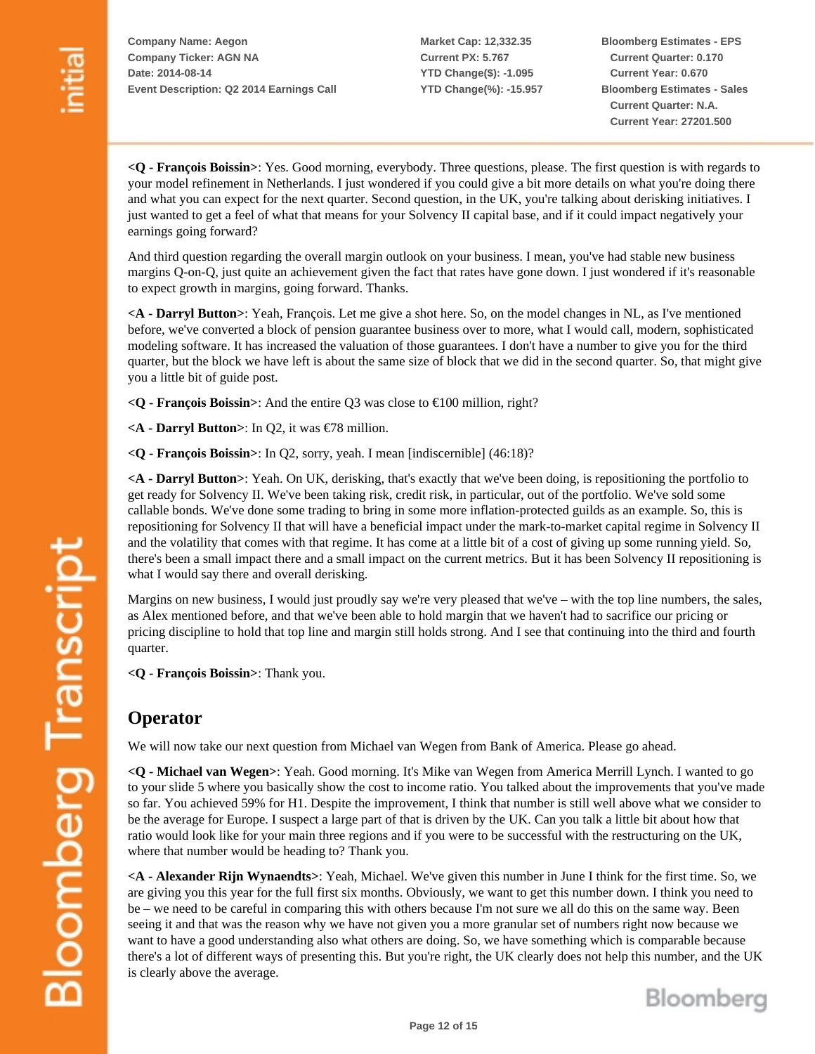<**Q - François Boissin**>: Yes. Good morning, everybody. Three questions, please. The first question is with regards to your model refinement in Netherlands. I just wondered if you could give a bit more details on what you're doing there and what you can expect for the next quarter. Second question, in the UK, you're talking about derisking initiatives. I just wanted to get a feel of what that means for your Solvency II capital base, and if it could impact negatively your earnings going forward?

And third question regarding the overall margin outlook on your business. I mean, you've had stable new business margins Q-on-Q, just quite an achievement given the fact that rates have gone down. I just wondered if it's reasonable to expect growth in margins, going forward. Thanks.

<**A - Darryl Button**>: Yeah, François. Let me give a shot here. So, on the model changes in NL, as I've mentioned before, we've converted a block of pension guarantee business over to more, what I would call, modern, sophisticated modeling software. It has increased the valuation of those guarantees. I don't have a number to give you for the third quarter, but the block we have left is about the same size of block that we did in the second quarter. So, that might give you a little bit of guide post.

<**Q - François Boissin**>: And the entire Q3 was close to €100 million, right?

<**A - Darryl Button**>: In Q2, it was €78 million.

<**Q - François Boissin**>: In Q2, sorry, yeah. I mean [indiscernible] (46:18)?

<**A - Darryl Button**>: Yeah. On UK, derisking, that's exactly that we've been doing, is repositioning the portfolio to get ready for Solvency II. We've been taking risk, credit risk, in particular, out of the portfolio. We've sold some callable bonds. We've done some trading to bring in some more inflation-protected guilds as an example. So, this is repositioning for Solvency II that will have a beneficial impact under the mark-to-market capital regime in Solvency II and the volatility that comes with that regime. It has come at a little bit of a cost of giving up some running yield. So, there's been a small impact there and a small impact on the current metrics. But it has been Solvency II repositioning is what I would say there and overall derisking.

Margins on new business, I would just proudly say we're very pleased that we've – with the top line numbers, the sales, as Alex mentioned before, and that we've been able to hold margin that we haven't had to sacrifice our pricing or pricing discipline to hold that top line and margin still holds strong. And I see that continuing into the third and fourth quarter.

<**Q - François Boissin**>: Thank you.

## Operator

We will now take our next question from Michael van Wegen from Bank of America. Please go ahead.

<**Q - Michael van Wegen**>: Yeah. Good morning. It's Mike van Wegen from America Merrill Lynch. I wanted to go to your slide 5 where you basically show the cost to income ratio. You talked about the improvements that you've made so far. You achieved 59% for H1. Despite the improvement, I think that number is still well above what we consider to be the average for Europe. I suspect a large part of that is driven by the UK. Can you talk a little bit about how that ratio would look like for your main three regions and if you were to be successful with the restructuring on the UK, where that number would be heading to? Thank you.

<**A - Alexander Rijn Wynaendts**>: Yeah, Michael. We've given this number in June I think for the first time. So, we are giving you this year for the full first six months. Obviously, we want to get this number down. I think you need to be – we need to be careful in comparing this with others because I'm not sure we all do this on the same way. Been seeing it and that was the reason why we have not given you a more granular set of numbers right now because we want to have a good understanding also what others are doing. So, we have something which is comparable because there's a lot of different ways of presenting this. But you're right, the UK clearly does not help this number, and the UK is clearly above the average.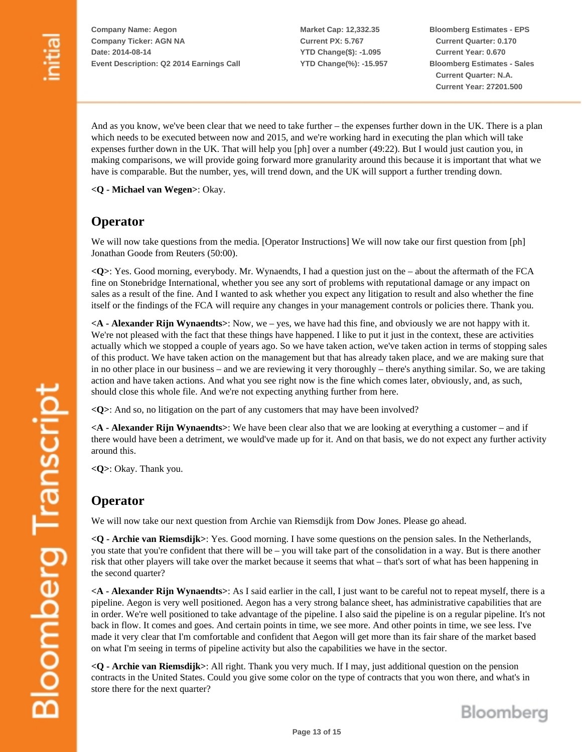And as you know, we've been clear that we need to take further – the expenses further down in the UK. There is a plan which needs to be executed between now and 2015, and we're working hard in executing the plan which will take expenses further down in the UK. That will help you [ph] over a number (49:22). But I would just caution you, in making comparisons, we will provide going forward more granularity around this because it is important that what we have is comparable. But the number, yes, will trend down, and the UK will support a further trending down.

**<Q - Michael van Wegen>**: Okay.

## Operator

We will now take questions from the media. [Operator Instructions] We will now take our first question from [ph] Jonathan Goode from Reuters (50:00).

**<Q>**: Yes. Good morning, everybody. Mr. Wynaendts, I had a question just on the – about the aftermath of the FCA fine on Stonebridge International, whether you see any sort of problems with reputational damage or any impact on sales as a result of the fine. And I wanted to ask whether you expect any litigation to result and also whether the fine itself or the findings of the FCA will require any changes in your management controls or policies there. Thank you.

**<A - Alexander Rijn Wynaendts>**: Now, we – yes, we have had this fine, and obviously we are not happy with it. We're not pleased with the fact that these things have happened. I like to put it just in the context, these are activities actually which we stopped a couple of years ago. So we have taken action, we've taken action in terms of stopping sales of this product. We have taken action on the management but that has already taken place, and we are making sure that in no other place in our business – and we are reviewing it very thoroughly – there's anything similar. So, we are taking action and have taken actions. And what you see right now is the fine which comes later, obviously, and, as such, should close this whole file. And we're not expecting anything further from here.

**<Q>**: And so, no litigation on the part of any customers that may have been involved?

**<A - Alexander Rijn Wynaendts>**: We have been clear also that we are looking at everything a customer – and if there would have been a detriment, we would've made up for it. And on that basis, we do not expect any further activity around this.

**<Q>**: Okay. Thank you.

## Operator

We will now take our next question from Archie van Riemsdijk from Dow Jones. Please go ahead.

**<Q - Archie van Riemsdijk>**: Yes. Good morning. I have some questions on the pension sales. In the Netherlands, you state that you're confident that there will be – you will take part of the consolidation in a way. But is there another risk that other players will take over the market because it seems that what – that's sort of what has been happening in the second quarter?

**<A - Alexander Rijn Wynaendts>**: As I said earlier in the call, I just want to be careful not to repeat myself, there is a pipeline. Aegon is very well positioned. Aegon has a very strong balance sheet, has administrative capabilities that are in order. We're well positioned to take advantage of the pipeline. I also said the pipeline is on a regular pipeline. It's not back in flow. It comes and goes. And certain points in time, we see more. And other points in time, we see less. I've made it very clear that I'm comfortable and confident that Aegon will get more than its fair share of the market based on what I'm seeing in terms of pipeline activity but also the capabilities we have in the sector.

**<Q - Archie van Riemsdijk>**: All right. Thank you very much. If I may, just additional question on the pension contracts in the United States. Could you give some color on the type of contracts that you won there, and what's in store there for the next quarter?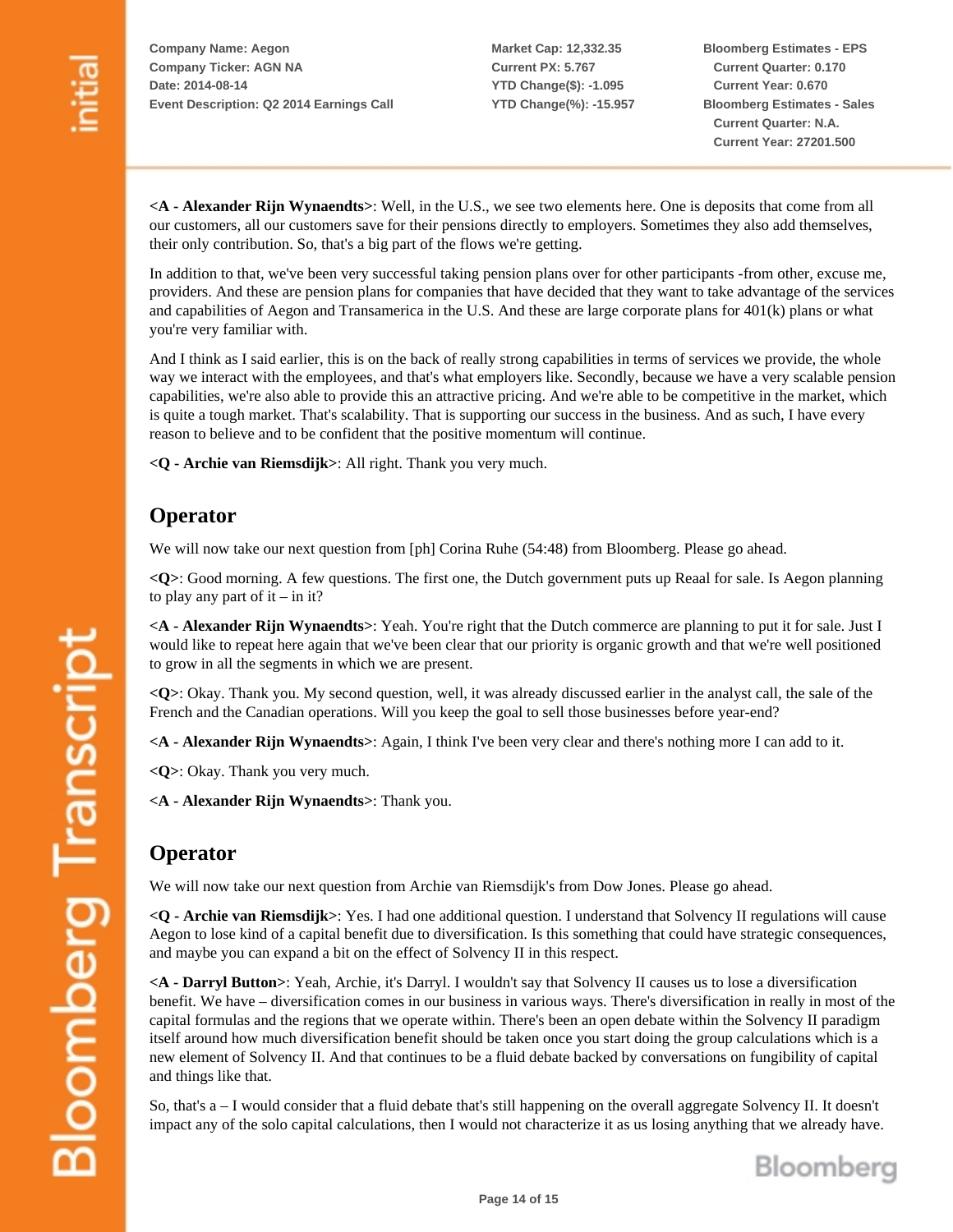**<A - Alexander Rijn Wynaendts>**: Well, in the U.S., we see two elements here. One is deposits that come from all our customers, all our customers save for their pensions directly to employers. Sometimes they also add themselves, their only contribution. So, that's a big part of the flows we're getting.

In addition to that, we've been very successful taking pension plans over for other participants -from other, excuse me, providers. And these are pension plans for companies that have decided that they want to take advantage of the services and capabilities of Aegon and Transamerica in the U.S. And these are large corporate plans for 401(k) plans or what you're very familiar with.

And I think as I said earlier, this is on the back of really strong capabilities in terms of services we provide, the whole way we interact with the employees, and that's what employers like. Secondly, because we have a very scalable pension capabilities, we're also able to provide this an attractive pricing. And we're able to be competitive in the market, which is quite a tough market. That's scalability. That is supporting our success in the business. And as such, I have every reason to believe and to be confident that the positive momentum will continue.

**<Q - Archie van Riemsdijk>**: All right. Thank you very much.

## Operator

We will now take our next question from [ph] Corina Ruhe (54:48) from Bloomberg. Please go ahead.

**<Q>**: Good morning. A few questions. The first one, the Dutch government puts up Reaal for sale. Is Aegon planning to play any part of it – in it?

**<A - Alexander Rijn Wynaendts>**: Yeah. You're right that the Dutch commerce are planning to put it for sale. Just I would like to repeat here again that we've been clear that our priority is organic growth and that we're well positioned to grow in all the segments in which we are present.

**<Q>**: Okay. Thank you. My second question, well, it was already discussed earlier in the analyst call, the sale of the French and the Canadian operations. Will you keep the goal to sell those businesses before year-end?

**<A - Alexander Rijn Wynaendts>**: Again, I think I've been very clear and there's nothing more I can add to it.

**<Q>**: Okay. Thank you very much.

**<A - Alexander Rijn Wynaendts>**: Thank you.

## Operator

We will now take our next question from Archie van Riemsdijk's from Dow Jones. Please go ahead.

**<Q - Archie van Riemsdijk>**: Yes. I had one additional question. I understand that Solvency II regulations will cause Aegon to lose kind of a capital benefit due to diversification. Is this something that could have strategic consequences, and maybe you can expand a bit on the effect of Solvency II in this respect.

**<A - Darryl Button>**: Yeah, Archie, it's Darryl. I wouldn't say that Solvency II causes us to lose a diversification benefit. We have – diversification comes in our business in various ways. There's diversification in really in most of the capital formulas and the regions that we operate within. There's been an open debate within the Solvency II paradigm itself around how much diversification benefit should be taken once you start doing the group calculations which is a new element of Solvency II. And that continues to be a fluid debate backed by conversations on fungibility of capital and things like that.

So, that's a – I would consider that a fluid debate that's still happening on the overall aggregate Solvency II. It doesn't impact any of the solo capital calculations, then I would not characterize it as us losing anything that we already have.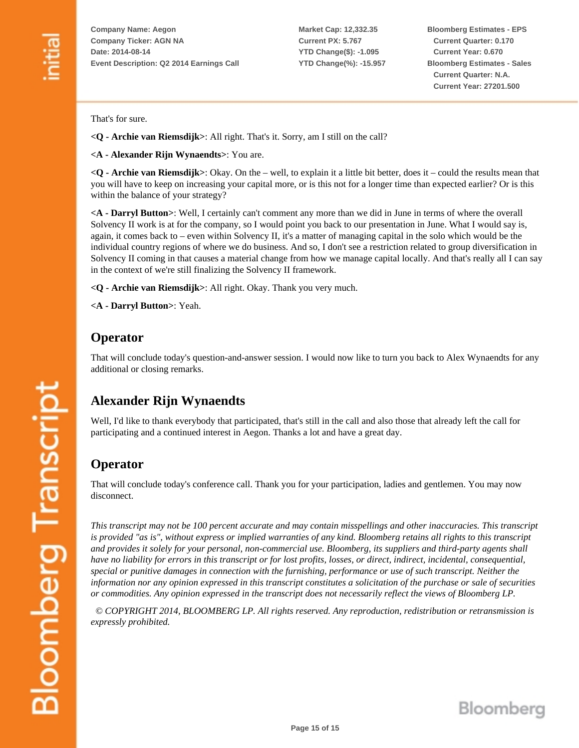That's for sure.

**<Q - Archie van Riemsdijk>**: All right. That's it. Sorry, am I still on the call?

**<A - Alexander Rijn Wynaendts>**: You are.

**<Q - Archie van Riemsdijk>**: Okay. On the – well, to explain it a little bit better, does it – could the results mean that you will have to keep on increasing your capital more, or is this not for a longer time than expected earlier? Or is this within the balance of your strategy?

**<A - Darryl Button>**: Well, I certainly can't comment any more than we did in June in terms of where the overall Solvency II work is at for the company, so I would point you back to our presentation in June. What I would say is, again, it comes back to – even within Solvency II, it's a matter of managing capital in the solo which would be the individual country regions of where we do business. And so, I don't see a restriction related to group diversification in Solvency II coming in that causes a material change from how we manage capital locally. And that's really all I can say in the context of we're still finalizing the Solvency II framework.

**<Q - Archie van Riemsdijk>**: All right. Okay. Thank you very much.

**<A - Darryl Button>**: Yeah.

## Operator

That will conclude today's question-and-answer session. I would now like to turn you back to Alex Wynaendts for any additional or closing remarks.

## Alexander Rijn Wynaendts

Well, I'd like to thank everybody that participated, that's still in the call and also those that already left the call for participating and a continued interest in Aegon. Thanks a lot and have a great day.

## Operator

That will conclude today's conference call. Thank you for your participation, ladies and gentlemen. You may now disconnect.

*This transcript may not be 100 percent accurate and may contain misspellings and other inaccuracies. This transcript is provided "as is", without express or implied warranties of any kind. Bloomberg retains all rights to this transcript and provides it solely for your personal, non-commercial use. Bloomberg, its suppliers and third-party agents shall have no liability for errors in this transcript or for lost profits, losses, or direct, indirect, incidental, consequential, special or punitive damages in connection with the furnishing, performance or use of such transcript. Neither the information nor any opinion expressed in this transcript constitutes a solicitation of the purchase or sale of securities or commodities. Any opinion expressed in the transcript does not necessarily reflect the views of Bloomberg LP.*

*© COPYRIGHT 2014, BLOOMBERG LP. All rights reserved. Any reproduction, redistribution or retransmission is expressly prohibited.*